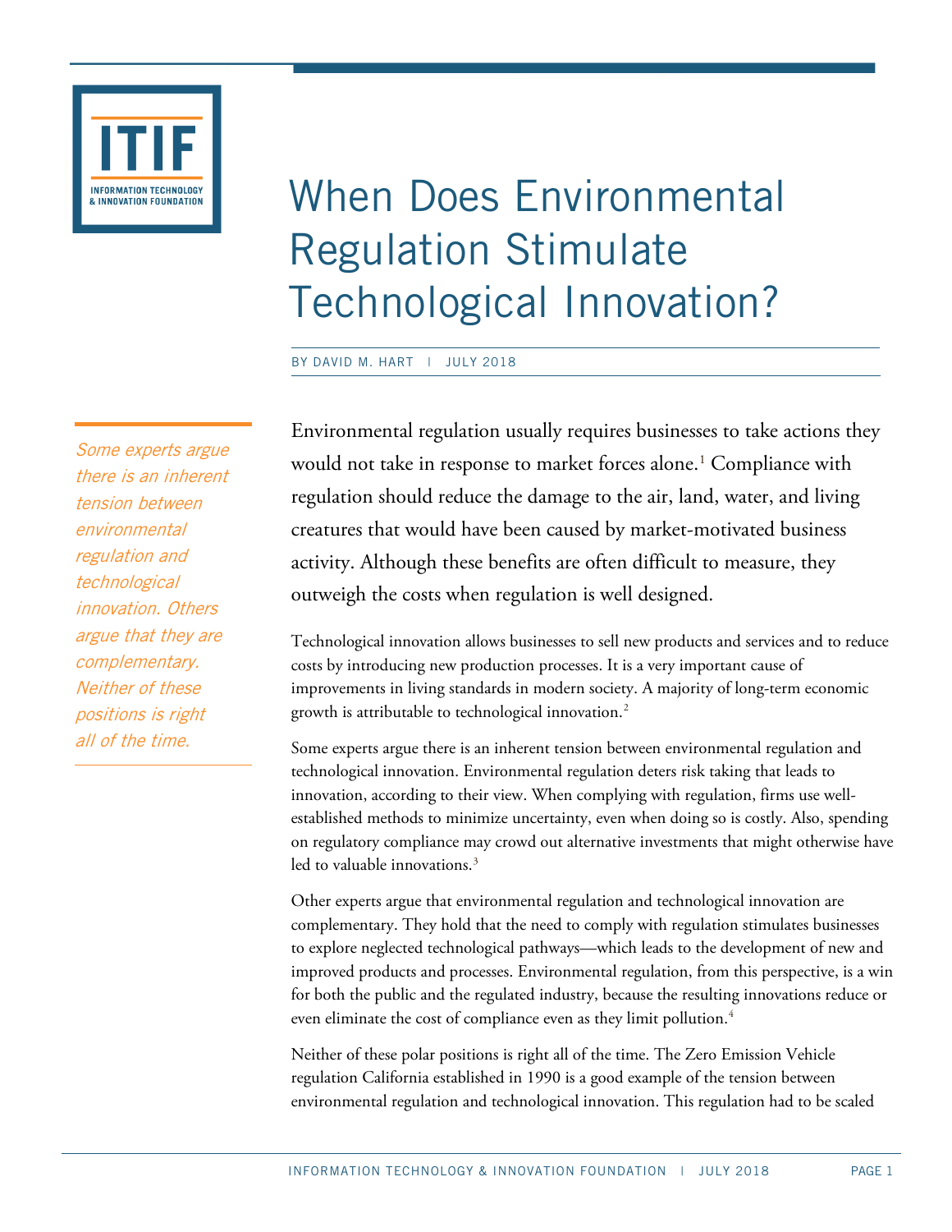# When Does Environmental Regulation Stimulate Technological Innovation?

BY DAVID M. HART | JULY 2018

*Some experts argue there is an inherent tension between environmental regulation and technological innovation. Others argue that they are complementary. Neither of these positions is right all of the time.*

Environmental regulation usually requires businesses to take actions they would not take in response to market forces alone.[1] Compliance with regulation should reduce the damage to the air, land, water, and living creatures that would have been caused by market-motivated business activity. Although these benefits are often difficult to measure, they outweigh the costs when regulation is well designed.

Technological innovation allows businesses to sell new products and services and to reduce costs by introducing new production processes. It is a very important cause of improvements in living standards in modern society. A majority of long-term economic growth is attributable to technological innovation.[2]

Some experts argue there is an inherent tension between environmental regulation and technological innovation. Environmental regulation deters risk taking that leads to innovation, according to their view. When complying with regulation, firms use well-established methods to minimize uncertainty, even when doing so is costly. Also, spending on regulatory compliance may crowd out alternative investments that might otherwise have led to valuable innovations.[3]

Other experts argue that environmental regulation and technological innovation are complementary. They hold that the need to comply with regulation stimulates businesses to explore neglected technological pathways—which leads to the development of new and improved products and processes. Environmental regulation, from this perspective, is a win for both the public and the regulated industry, because the resulting innovations reduce or even eliminate the cost of compliance even as they limit pollution.[4]

Neither of these polar positions is right all of the time. The Zero Emission Vehicle regulation California established in 1990 is a good example of the tension between environmental regulation and technological innovation. This regulation had to be scaled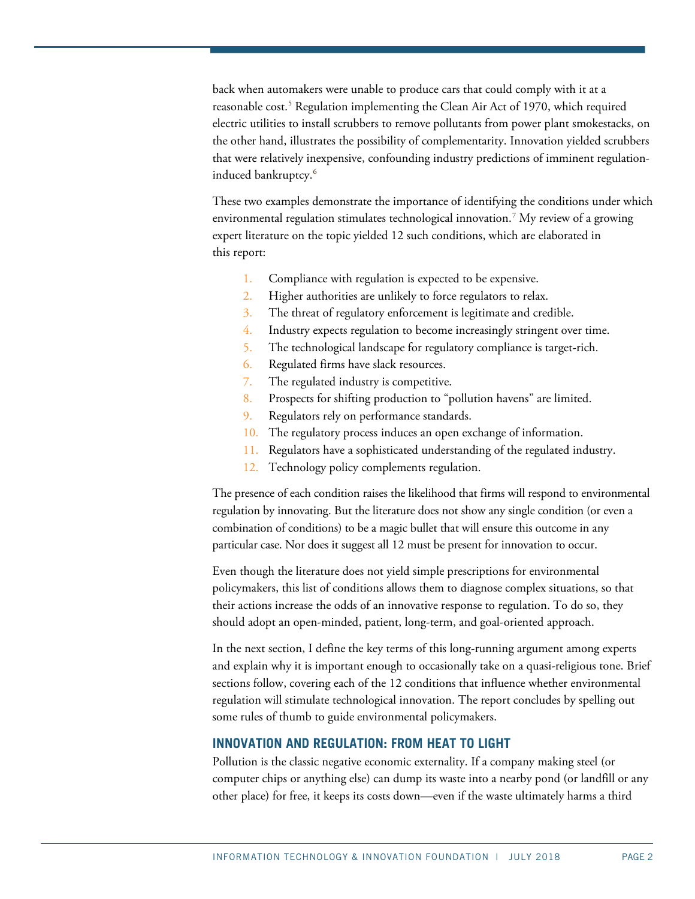back when automakers were unable to produce cars that could comply with it at a reasonable cost.[5] Regulation implementing the Clean Air Act of 1970, which required electric utilities to install scrubbers to remove pollutants from power plant smokestacks, on the other hand, illustrates the possibility of complementarity. Innovation yielded scrubbers that were relatively inexpensive, confounding industry predictions of imminent regulation-induced bankruptcy.[6]

These two examples demonstrate the importance of identifying the conditions under which environmental regulation stimulates technological innovation.[7] My review of a growing expert literature on the topic yielded 12 such conditions, which are elaborated in this report:

1. Compliance with regulation is expected to be expensive.
2. Higher authorities are unlikely to force regulators to relax.
3. The threat of regulatory enforcement is legitimate and credible.
4. Industry expects regulation to become increasingly stringent over time.
5. The technological landscape for regulatory compliance is target-rich.
6. Regulated firms have slack resources.
7. The regulated industry is competitive.
8. Prospects for shifting production to "pollution havens" are limited.
9. Regulators rely on performance standards.
10. The regulatory process induces an open exchange of information.
11. Regulators have a sophisticated understanding of the regulated industry.
12. Technology policy complements regulation.

The presence of each condition raises the likelihood that firms will respond to environmental regulation by innovating. But the literature does not show any single condition (or even a combination of conditions) to be a magic bullet that will ensure this outcome in any particular case. Nor does it suggest all 12 must be present for innovation to occur.

Even though the literature does not yield simple prescriptions for environmental policymakers, this list of conditions allows them to diagnose complex situations, so that their actions increase the odds of an innovative response to regulation. To do so, they should adopt an open-minded, patient, long-term, and goal-oriented approach.

In the next section, I define the key terms of this long-running argument among experts and explain why it is important enough to occasionally take on a quasi-religious tone. Brief sections follow, covering each of the 12 conditions that influence whether environmental regulation will stimulate technological innovation. The report concludes by spelling out some rules of thumb to guide environmental policymakers.

## INNOVATION AND REGULATION: FROM HEAT TO LIGHT

Pollution is the classic negative economic externality. If a company making steel (or computer chips or anything else) can dump its waste into a nearby pond (or landfill or any other place) for free, it keeps its costs down—even if the waste ultimately harms a third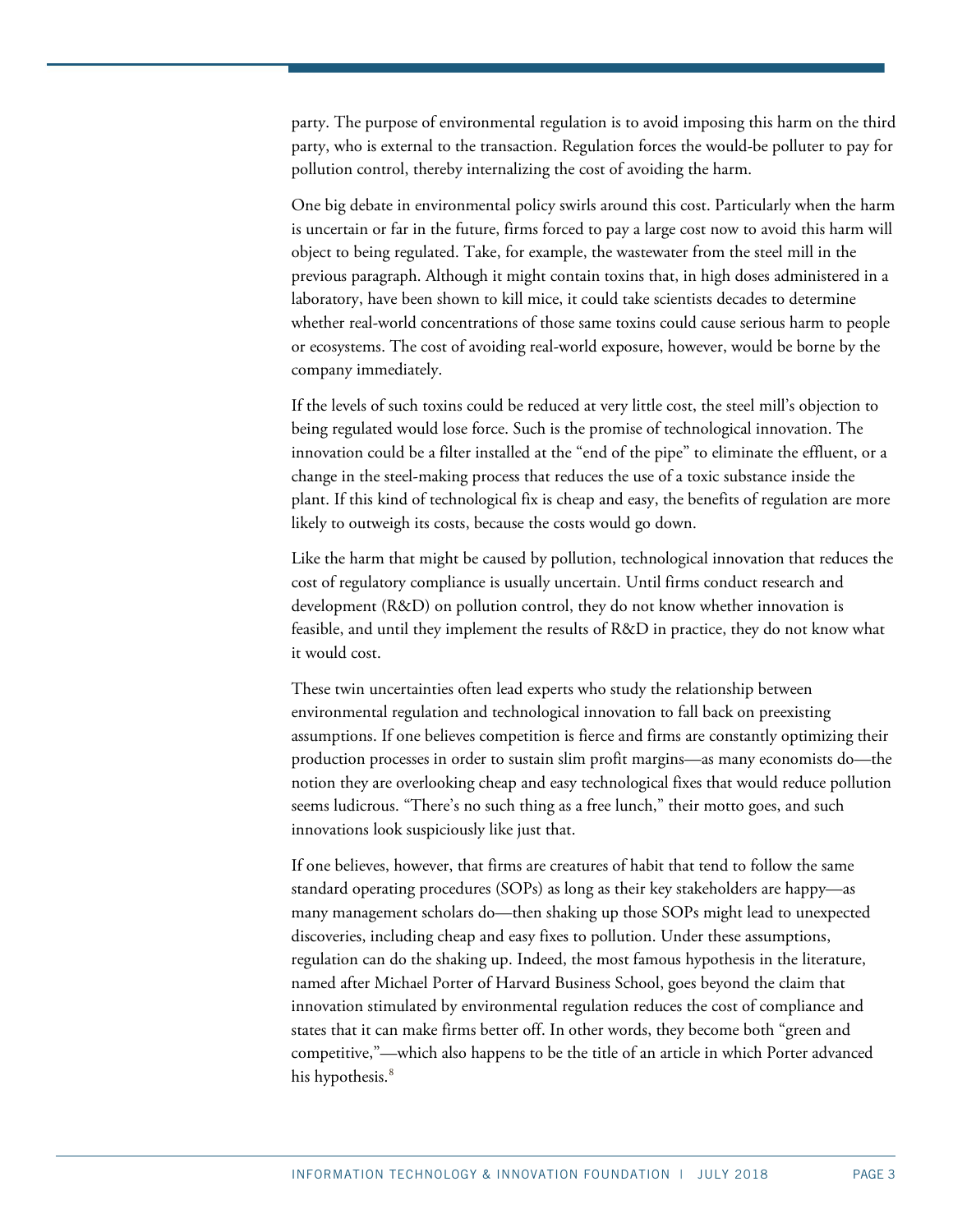party. The purpose of environmental regulation is to avoid imposing this harm on the third party, who is external to the transaction. Regulation forces the would-be polluter to pay for pollution control, thereby internalizing the cost of avoiding the harm.

One big debate in environmental policy swirls around this cost. Particularly when the harm is uncertain or far in the future, firms forced to pay a large cost now to avoid this harm will object to being regulated. Take, for example, the wastewater from the steel mill in the previous paragraph. Although it might contain toxins that, in high doses administered in a laboratory, have been shown to kill mice, it could take scientists decades to determine whether real-world concentrations of those same toxins could cause serious harm to people or ecosystems. The cost of avoiding real-world exposure, however, would be borne by the company immediately.

If the levels of such toxins could be reduced at very little cost, the steel mill's objection to being regulated would lose force. Such is the promise of technological innovation. The innovation could be a filter installed at the "end of the pipe" to eliminate the effluent, or a change in the steel-making process that reduces the use of a toxic substance inside the plant. If this kind of technological fix is cheap and easy, the benefits of regulation are more likely to outweigh its costs, because the costs would go down.

Like the harm that might be caused by pollution, technological innovation that reduces the cost of regulatory compliance is usually uncertain. Until firms conduct research and development (R&D) on pollution control, they do not know whether innovation is feasible, and until they implement the results of R&D in practice, they do not know what it would cost.

These twin uncertainties often lead experts who study the relationship between environmental regulation and technological innovation to fall back on preexisting assumptions. If one believes competition is fierce and firms are constantly optimizing their production processes in order to sustain slim profit margins—as many economists do—the notion they are overlooking cheap and easy technological fixes that would reduce pollution seems ludicrous. "There's no such thing as a free lunch," their motto goes, and such innovations look suspiciously like just that.

If one believes, however, that firms are creatures of habit that tend to follow the same standard operating procedures (SOPs) as long as their key stakeholders are happy—as many management scholars do—then shaking up those SOPs might lead to unexpected discoveries, including cheap and easy fixes to pollution. Under these assumptions, regulation can do the shaking up. Indeed, the most famous hypothesis in the literature, named after Michael Porter of Harvard Business School, goes beyond the claim that innovation stimulated by environmental regulation reduces the cost of compliance and states that it can make firms better off. In other words, they become both "green and competitive,"—which also happens to be the title of an article in which Porter advanced his hypothesis.[8]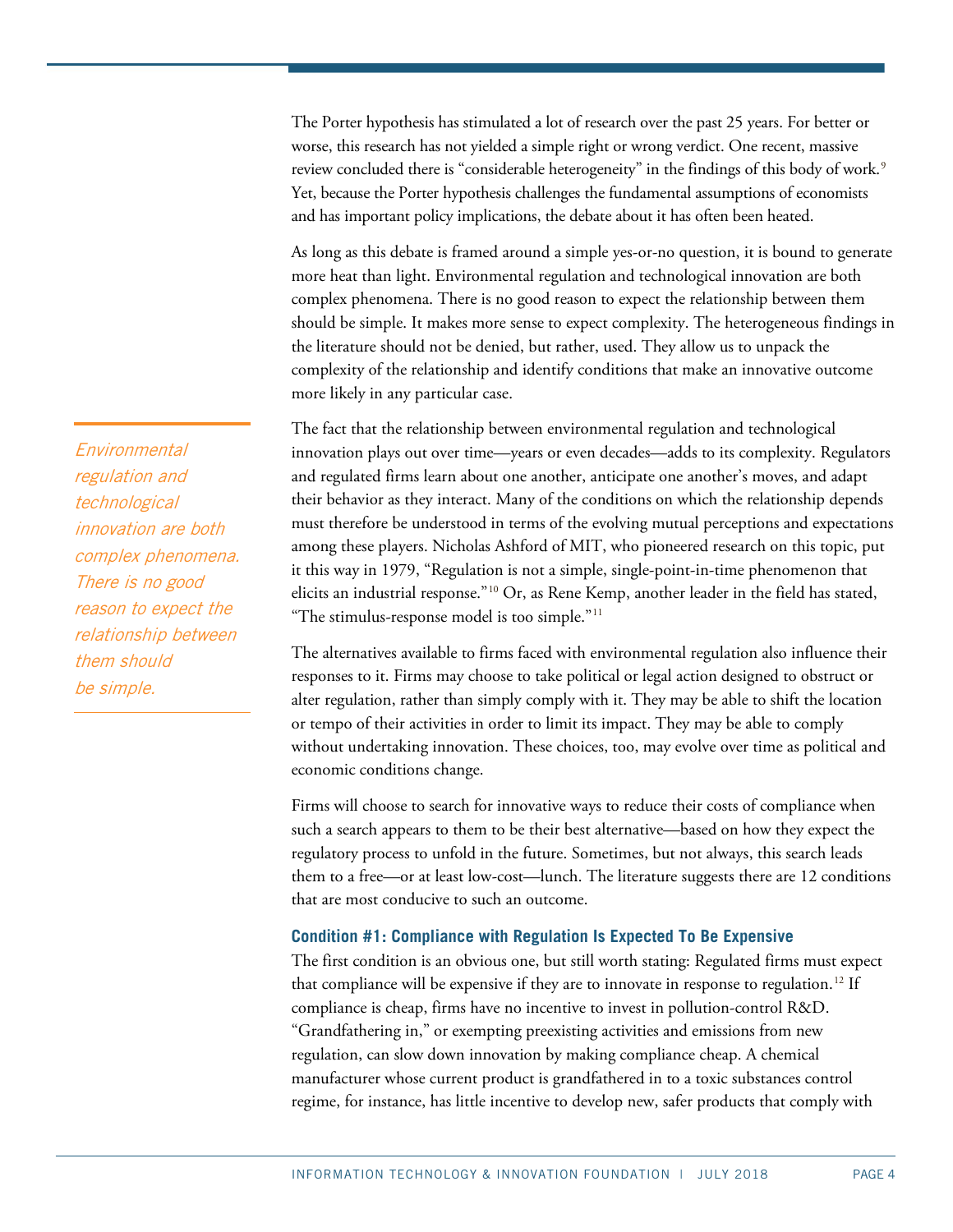The Porter hypothesis has stimulated a lot of research over the past 25 years. For better or worse, this research has not yielded a simple right or wrong verdict. One recent, massive review concluded there is "considerable heterogeneity" in the findings of this body of work.[9] Yet, because the Porter hypothesis challenges the fundamental assumptions of economists and has important policy implications, the debate about it has often been heated.

As long as this debate is framed around a simple yes-or-no question, it is bound to generate more heat than light. Environmental regulation and technological innovation are both complex phenomena. There is no good reason to expect the relationship between them should be simple. It makes more sense to expect complexity. The heterogeneous findings in the literature should not be denied, but rather, used. They allow us to unpack the complexity of the relationship and identify conditions that make an innovative outcome more likely in any particular case.

*Environmental regulation and technological innovation are both complex phenomena. There is no good reason to expect the relationship between them should be simple.*

The fact that the relationship between environmental regulation and technological innovation plays out over time—years or even decades—adds to its complexity. Regulators and regulated firms learn about one another, anticipate one another's moves, and adapt their behavior as they interact. Many of the conditions on which the relationship depends must therefore be understood in terms of the evolving mutual perceptions and expectations among these players. Nicholas Ashford of MIT, who pioneered research on this topic, put it this way in 1979, "Regulation is not a simple, single-point-in-time phenomenon that elicits an industrial response."[10] Or, as Rene Kemp, another leader in the field has stated, "The stimulus-response model is too simple."[11]

The alternatives available to firms faced with environmental regulation also influence their responses to it. Firms may choose to take political or legal action designed to obstruct or alter regulation, rather than simply comply with it. They may be able to shift the location or tempo of their activities in order to limit its impact. They may be able to comply without undertaking innovation. These choices, too, may evolve over time as political and economic conditions change.

Firms will choose to search for innovative ways to reduce their costs of compliance when such a search appears to them to be their best alternative—based on how they expect the regulatory process to unfold in the future. Sometimes, but not always, this search leads them to a free—or at least low-cost—lunch. The literature suggests there are 12 conditions that are most conducive to such an outcome.

### Condition #1: Compliance with Regulation Is Expected To Be Expensive

The first condition is an obvious one, but still worth stating: Regulated firms must expect that compliance will be expensive if they are to innovate in response to regulation.[12] If compliance is cheap, firms have no incentive to invest in pollution-control R&D. "Grandfathering in," or exempting preexisting activities and emissions from new regulation, can slow down innovation by making compliance cheap. A chemical manufacturer whose current product is grandfathered in to a toxic substances control regime, for instance, has little incentive to develop new, safer products that comply with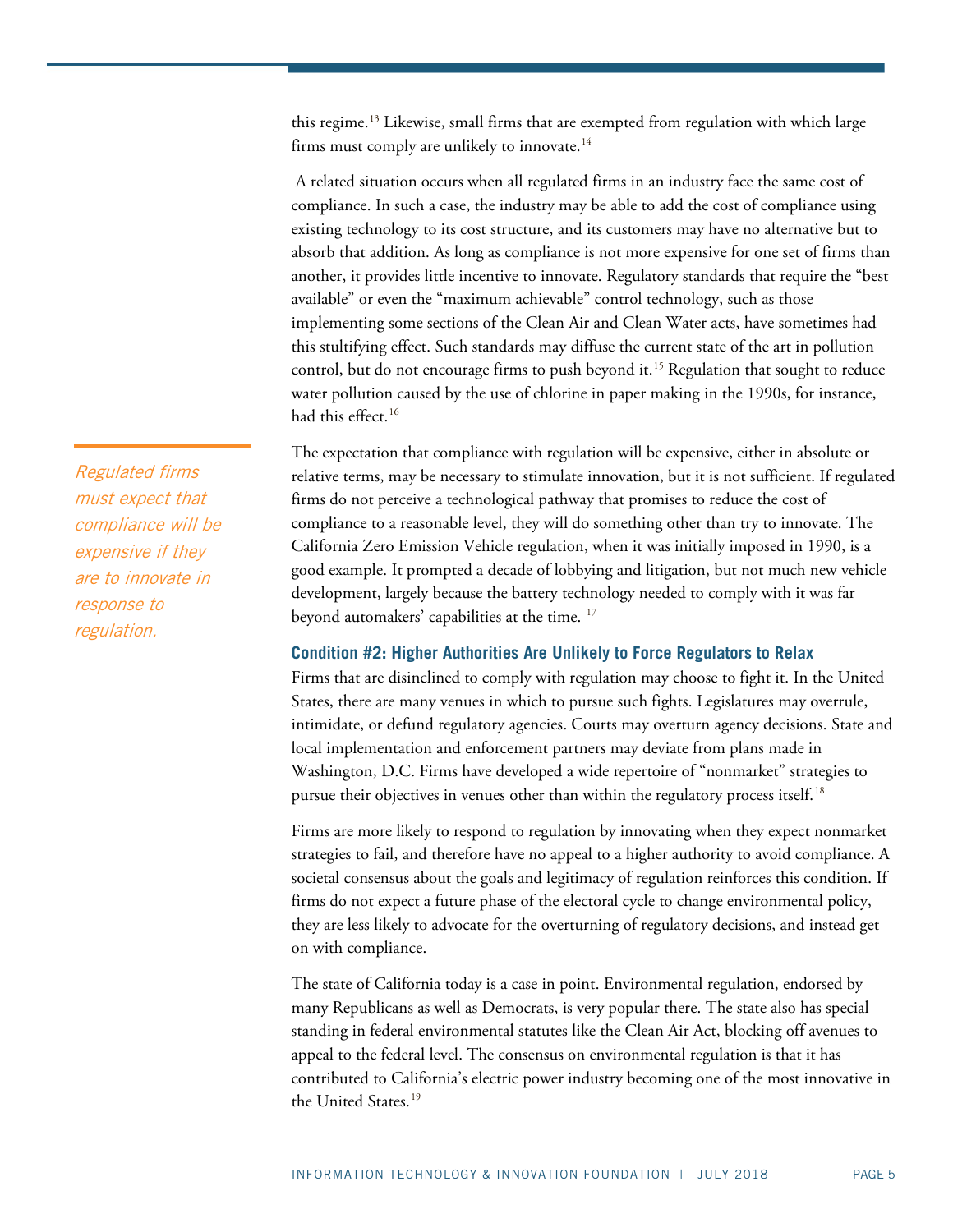this regime.[13] Likewise, small firms that are exempted from regulation with which large firms must comply are unlikely to innovate.[14]

A related situation occurs when all regulated firms in an industry face the same cost of compliance. In such a case, the industry may be able to add the cost of compliance using existing technology to its cost structure, and its customers may have no alternative but to absorb that addition. As long as compliance is not more expensive for one set of firms than another, it provides little incentive to innovate. Regulatory standards that require the "best available" or even the "maximum achievable" control technology, such as those implementing some sections of the Clean Air and Clean Water acts, have sometimes had this stultifying effect. Such standards may diffuse the current state of the art in pollution control, but do not encourage firms to push beyond it.[15] Regulation that sought to reduce water pollution caused by the use of chlorine in paper making in the 1990s, for instance, had this effect.[16]

*Regulated firms must expect that compliance will be expensive if they are to innovate in response to regulation.*

The expectation that compliance with regulation will be expensive, either in absolute or relative terms, may be necessary to stimulate innovation, but it is not sufficient. If regulated firms do not perceive a technological pathway that promises to reduce the cost of compliance to a reasonable level, they will do something other than try to innovate. The California Zero Emission Vehicle regulation, when it was initially imposed in 1990, is a good example. It prompted a decade of lobbying and litigation, but not much new vehicle development, largely because the battery technology needed to comply with it was far beyond automakers' capabilities at the time.[17]

### Condition #2: Higher Authorities Are Unlikely to Force Regulators to Relax

Firms that are disinclined to comply with regulation may choose to fight it. In the United States, there are many venues in which to pursue such fights. Legislatures may overrule, intimidate, or defund regulatory agencies. Courts may overturn agency decisions. State and local implementation and enforcement partners may deviate from plans made in Washington, D.C. Firms have developed a wide repertoire of "nonmarket" strategies to pursue their objectives in venues other than within the regulatory process itself.[18]

Firms are more likely to respond to regulation by innovating when they expect nonmarket strategies to fail, and therefore have no appeal to a higher authority to avoid compliance. A societal consensus about the goals and legitimacy of regulation reinforces this condition. If firms do not expect a future phase of the electoral cycle to change environmental policy, they are less likely to advocate for the overturning of regulatory decisions, and instead get on with compliance.

The state of California today is a case in point. Environmental regulation, endorsed by many Republicans as well as Democrats, is very popular there. The state also has special standing in federal environmental statutes like the Clean Air Act, blocking off avenues to appeal to the federal level. The consensus on environmental regulation is that it has contributed to California's electric power industry becoming one of the most innovative in the United States.[19]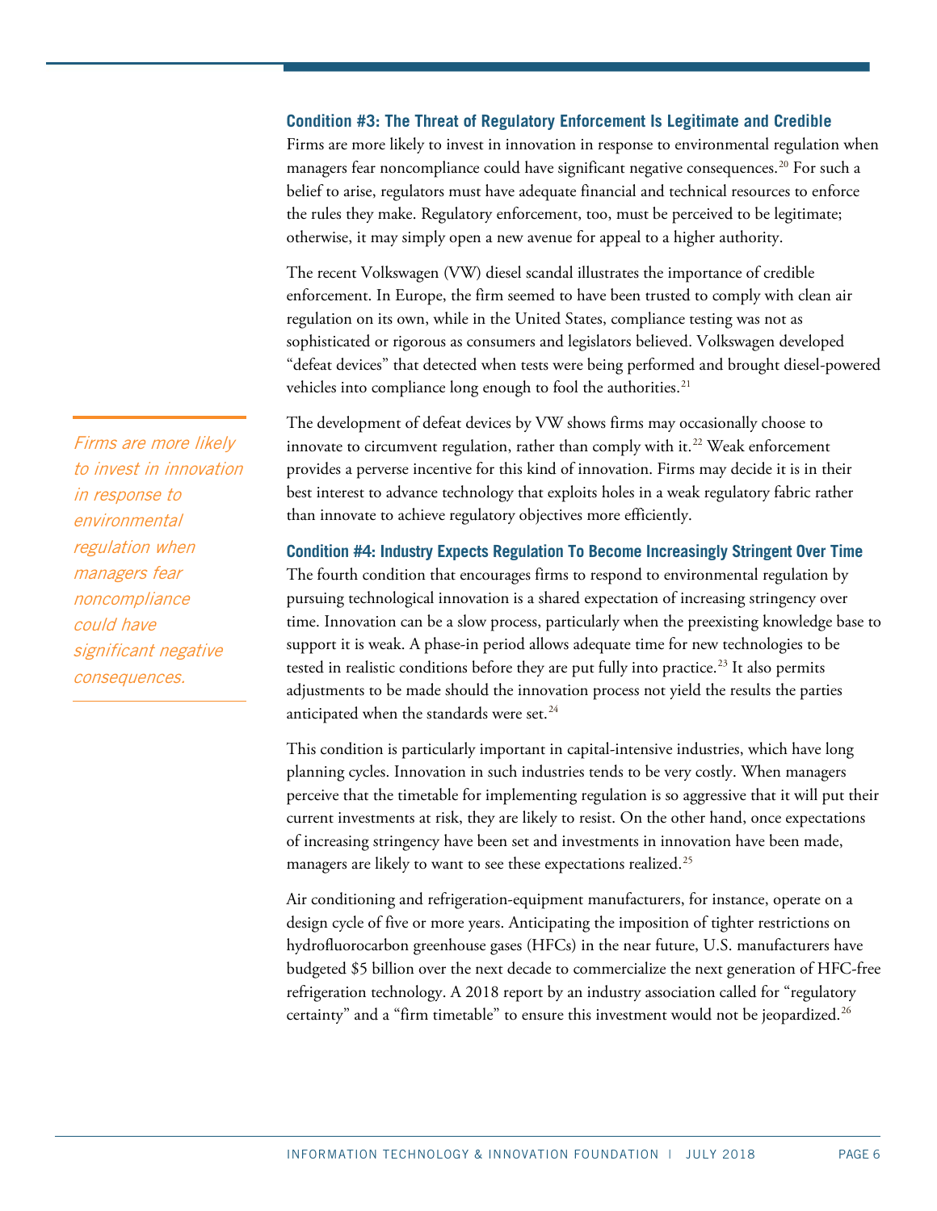### Condition #3: The Threat of Regulatory Enforcement Is Legitimate and Credible

Firms are more likely to invest in innovation in response to environmental regulation when managers fear noncompliance could have significant negative consequences.[20] For such a belief to arise, regulators must have adequate financial and technical resources to enforce the rules they make. Regulatory enforcement, too, must be perceived to be legitimate; otherwise, it may simply open a new avenue for appeal to a higher authority.

The recent Volkswagen (VW) diesel scandal illustrates the importance of credible enforcement. In Europe, the firm seemed to have been trusted to comply with clean air regulation on its own, while in the United States, compliance testing was not as sophisticated or rigorous as consumers and legislators believed. Volkswagen developed "defeat devices" that detected when tests were being performed and brought diesel-powered vehicles into compliance long enough to fool the authorities.[21]

*Firms are more likely to invest in innovation in response to environmental regulation when managers fear noncompliance could have significant negative consequences.*

The development of defeat devices by VW shows firms may occasionally choose to innovate to circumvent regulation, rather than comply with it.[22] Weak enforcement provides a perverse incentive for this kind of innovation. Firms may decide it is in their best interest to advance technology that exploits holes in a weak regulatory fabric rather than innovate to achieve regulatory objectives more efficiently.

### Condition #4: Industry Expects Regulation To Become Increasingly Stringent Over Time

The fourth condition that encourages firms to respond to environmental regulation by pursuing technological innovation is a shared expectation of increasing stringency over time. Innovation can be a slow process, particularly when the preexisting knowledge base to support it is weak. A phase-in period allows adequate time for new technologies to be tested in realistic conditions before they are put fully into practice.[23] It also permits adjustments to be made should the innovation process not yield the results the parties anticipated when the standards were set.[24]

This condition is particularly important in capital-intensive industries, which have long planning cycles. Innovation in such industries tends to be very costly. When managers perceive that the timetable for implementing regulation is so aggressive that it will put their current investments at risk, they are likely to resist. On the other hand, once expectations of increasing stringency have been set and investments in innovation have been made, managers are likely to want to see these expectations realized.[25]

Air conditioning and refrigeration-equipment manufacturers, for instance, operate on a design cycle of five or more years. Anticipating the imposition of tighter restrictions on hydrofluorocarbon greenhouse gases (HFCs) in the near future, U.S. manufacturers have budgeted $5 billion over the next decade to commercialize the next generation of HFC-free refrigeration technology. A 2018 report by an industry association called for "regulatory certainty" and a "firm timetable" to ensure this investment would not be jeopardized.[26]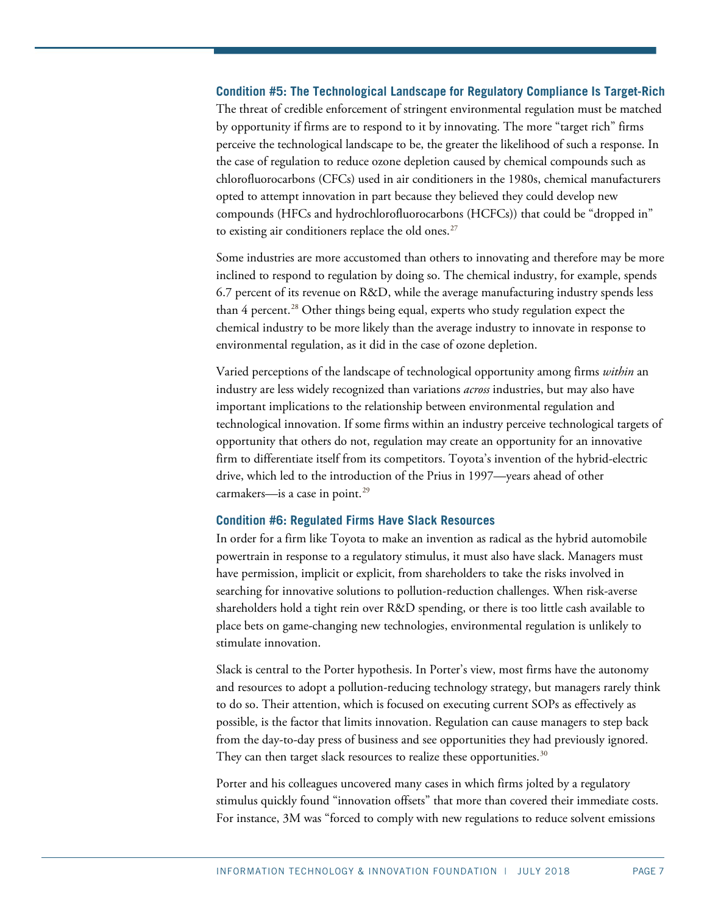### Condition #5: The Technological Landscape for Regulatory Compliance Is Target-Rich

The threat of credible enforcement of stringent environmental regulation must be matched by opportunity if firms are to respond to it by innovating. The more "target rich" firms perceive the technological landscape to be, the greater the likelihood of such a response. In the case of regulation to reduce ozone depletion caused by chemical compounds such as chlorofluorocarbons (CFCs) used in air conditioners in the 1980s, chemical manufacturers opted to attempt innovation in part because they believed they could develop new compounds (HFCs and hydrochlorofluorocarbons (HCFCs)) that could be "dropped in" to existing air conditioners replace the old ones.[27]

Some industries are more accustomed than others to innovating and therefore may be more inclined to respond to regulation by doing so. The chemical industry, for example, spends 6.7 percent of its revenue on R&D, while the average manufacturing industry spends less than 4 percent.[28] Other things being equal, experts who study regulation expect the chemical industry to be more likely than the average industry to innovate in response to environmental regulation, as it did in the case of ozone depletion.

Varied perceptions of the landscape of technological opportunity among firms *within* an industry are less widely recognized than variations *across* industries, but may also have important implications to the relationship between environmental regulation and technological innovation. If some firms within an industry perceive technological targets of opportunity that others do not, regulation may create an opportunity for an innovative firm to differentiate itself from its competitors. Toyota's invention of the hybrid-electric drive, which led to the introduction of the Prius in 1997—years ahead of other carmakers—is a case in point.[29]

### Condition #6: Regulated Firms Have Slack Resources

In order for a firm like Toyota to make an invention as radical as the hybrid automobile powertrain in response to a regulatory stimulus, it must also have slack. Managers must have permission, implicit or explicit, from shareholders to take the risks involved in searching for innovative solutions to pollution-reduction challenges. When risk-averse shareholders hold a tight rein over R&D spending, or there is too little cash available to place bets on game-changing new technologies, environmental regulation is unlikely to stimulate innovation.

Slack is central to the Porter hypothesis. In Porter's view, most firms have the autonomy and resources to adopt a pollution-reducing technology strategy, but managers rarely think to do so. Their attention, which is focused on executing current SOPs as effectively as possible, is the factor that limits innovation. Regulation can cause managers to step back from the day-to-day press of business and see opportunities they had previously ignored. They can then target slack resources to realize these opportunities.[30]

Porter and his colleagues uncovered many cases in which firms jolted by a regulatory stimulus quickly found "innovation offsets" that more than covered their immediate costs. For instance, 3M was "forced to comply with new regulations to reduce solvent emissions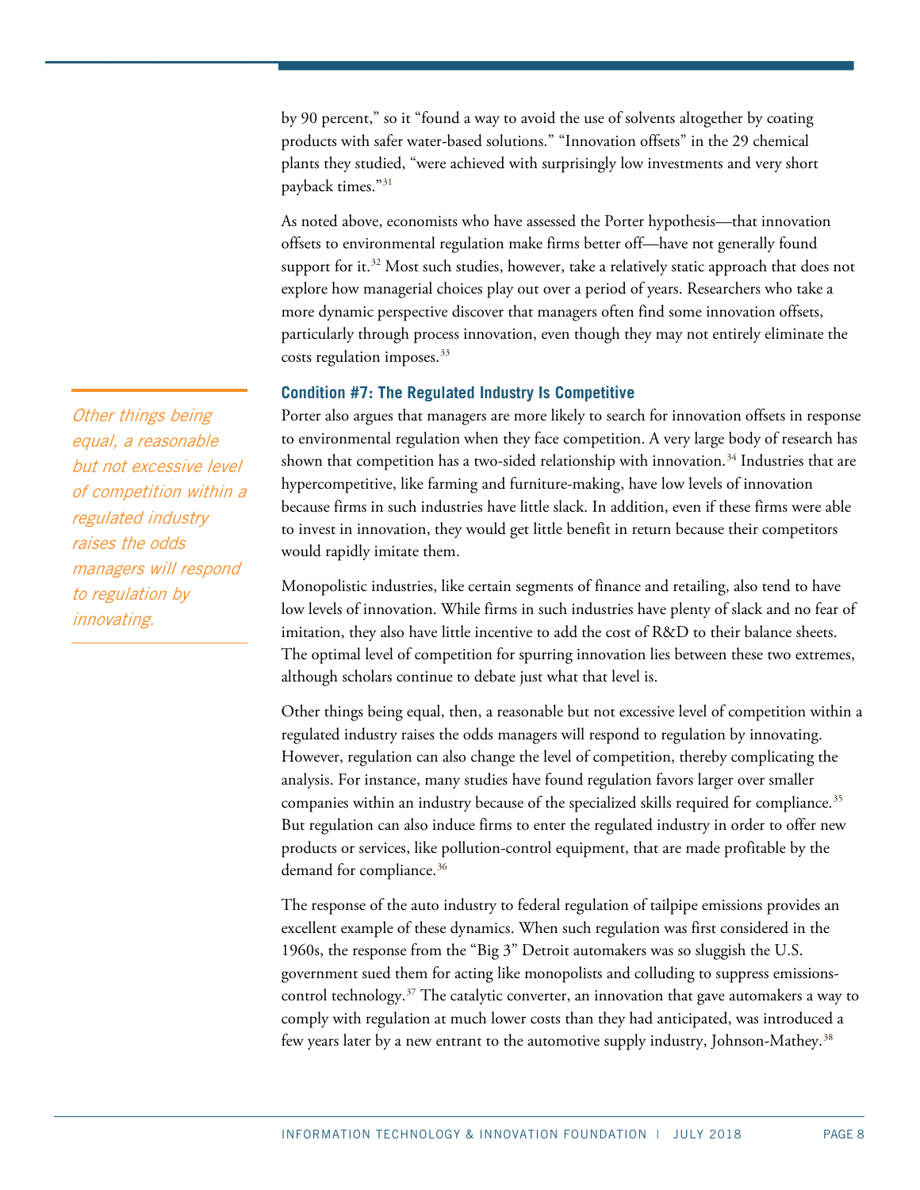by 90 percent," so it "found a way to avoid the use of solvents altogether by coating products with safer water-based solutions." "Innovation offsets" in the 29 chemical plants they studied, "were achieved with surprisingly low investments and very short payback times."[31]

As noted above, economists who have assessed the Porter hypothesis—that innovation offsets to environmental regulation make firms better off—have not generally found support for it.[32] Most such studies, however, take a relatively static approach that does not explore how managerial choices play out over a period of years. Researchers who take a more dynamic perspective discover that managers often find some innovation offsets, particularly through process innovation, even though they may not entirely eliminate the costs regulation imposes.[33]

### Condition #7: The Regulated Industry Is Competitive

*Other things being equal, a reasonable but not excessive level of competition within a regulated industry raises the odds managers will respond to regulation by innovating.*

Porter also argues that managers are more likely to search for innovation offsets in response to environmental regulation when they face competition. A very large body of research has shown that competition has a two-sided relationship with innovation.[34] Industries that are hypercompetitive, like farming and furniture-making, have low levels of innovation because firms in such industries have little slack. In addition, even if these firms were able to invest in innovation, they would get little benefit in return because their competitors would rapidly imitate them.

Monopolistic industries, like certain segments of finance and retailing, also tend to have low levels of innovation. While firms in such industries have plenty of slack and no fear of imitation, they also have little incentive to add the cost of R&D to their balance sheets. The optimal level of competition for spurring innovation lies between these two extremes, although scholars continue to debate just what that level is.

Other things being equal, then, a reasonable but not excessive level of competition within a regulated industry raises the odds managers will respond to regulation by innovating. However, regulation can also change the level of competition, thereby complicating the analysis. For instance, many studies have found regulation favors larger over smaller companies within an industry because of the specialized skills required for compliance.[35] But regulation can also induce firms to enter the regulated industry in order to offer new products or services, like pollution-control equipment, that are made profitable by the demand for compliance.[36]

The response of the auto industry to federal regulation of tailpipe emissions provides an excellent example of these dynamics. When such regulation was first considered in the 1960s, the response from the "Big 3" Detroit automakers was so sluggish the U.S. government sued them for acting like monopolists and colluding to suppress emissions-control technology.[37] The catalytic converter, an innovation that gave automakers a way to comply with regulation at much lower costs than they had anticipated, was introduced a few years later by a new entrant to the automotive supply industry, Johnson-Mathey.[38]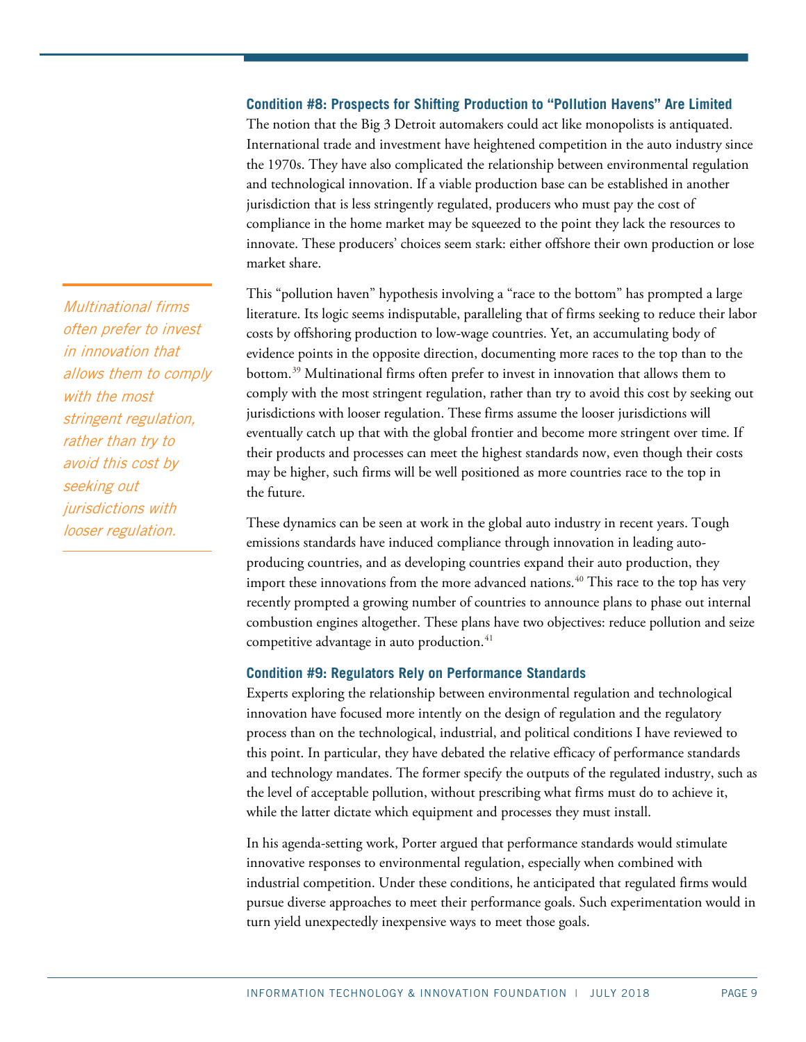### Condition #8: Prospects for Shifting Production to "Pollution Havens" Are Limited

The notion that the Big 3 Detroit automakers could act like monopolists is antiquated. International trade and investment have heightened competition in the auto industry since the 1970s. They have also complicated the relationship between environmental regulation and technological innovation. If a viable production base can be established in another jurisdiction that is less stringently regulated, producers who must pay the cost of compliance in the home market may be squeezed to the point they lack the resources to innovate. These producers' choices seem stark: either offshore their own production or lose market share.

*Multinational firms often prefer to invest in innovation that allows them to comply with the most stringent regulation, rather than try to avoid this cost by seeking out jurisdictions with looser regulation.*

This "pollution haven" hypothesis involving a "race to the bottom" has prompted a large literature. Its logic seems indisputable, paralleling that of firms seeking to reduce their labor costs by offshoring production to low-wage countries. Yet, an accumulating body of evidence points in the opposite direction, documenting more races to the top than to the bottom.[39] Multinational firms often prefer to invest in innovation that allows them to comply with the most stringent regulation, rather than try to avoid this cost by seeking out jurisdictions with looser regulation. These firms assume the looser jurisdictions will eventually catch up that with the global frontier and become more stringent over time. If their products and processes can meet the highest standards now, even though their costs may be higher, such firms will be well positioned as more countries race to the top in the future.

These dynamics can be seen at work in the global auto industry in recent years. Tough emissions standards have induced compliance through innovation in leading auto-producing countries, and as developing countries expand their auto production, they import these innovations from the more advanced nations.[40] This race to the top has very recently prompted a growing number of countries to announce plans to phase out internal combustion engines altogether. These plans have two objectives: reduce pollution and seize competitive advantage in auto production.[41]

### Condition #9: Regulators Rely on Performance Standards

Experts exploring the relationship between environmental regulation and technological innovation have focused more intently on the design of regulation and the regulatory process than on the technological, industrial, and political conditions I have reviewed to this point. In particular, they have debated the relative efficacy of performance standards and technology mandates. The former specify the outputs of the regulated industry, such as the level of acceptable pollution, without prescribing what firms must do to achieve it, while the latter dictate which equipment and processes they must install.

In his agenda-setting work, Porter argued that performance standards would stimulate innovative responses to environmental regulation, especially when combined with industrial competition. Under these conditions, he anticipated that regulated firms would pursue diverse approaches to meet their performance goals. Such experimentation would in turn yield unexpectedly inexpensive ways to meet those goals.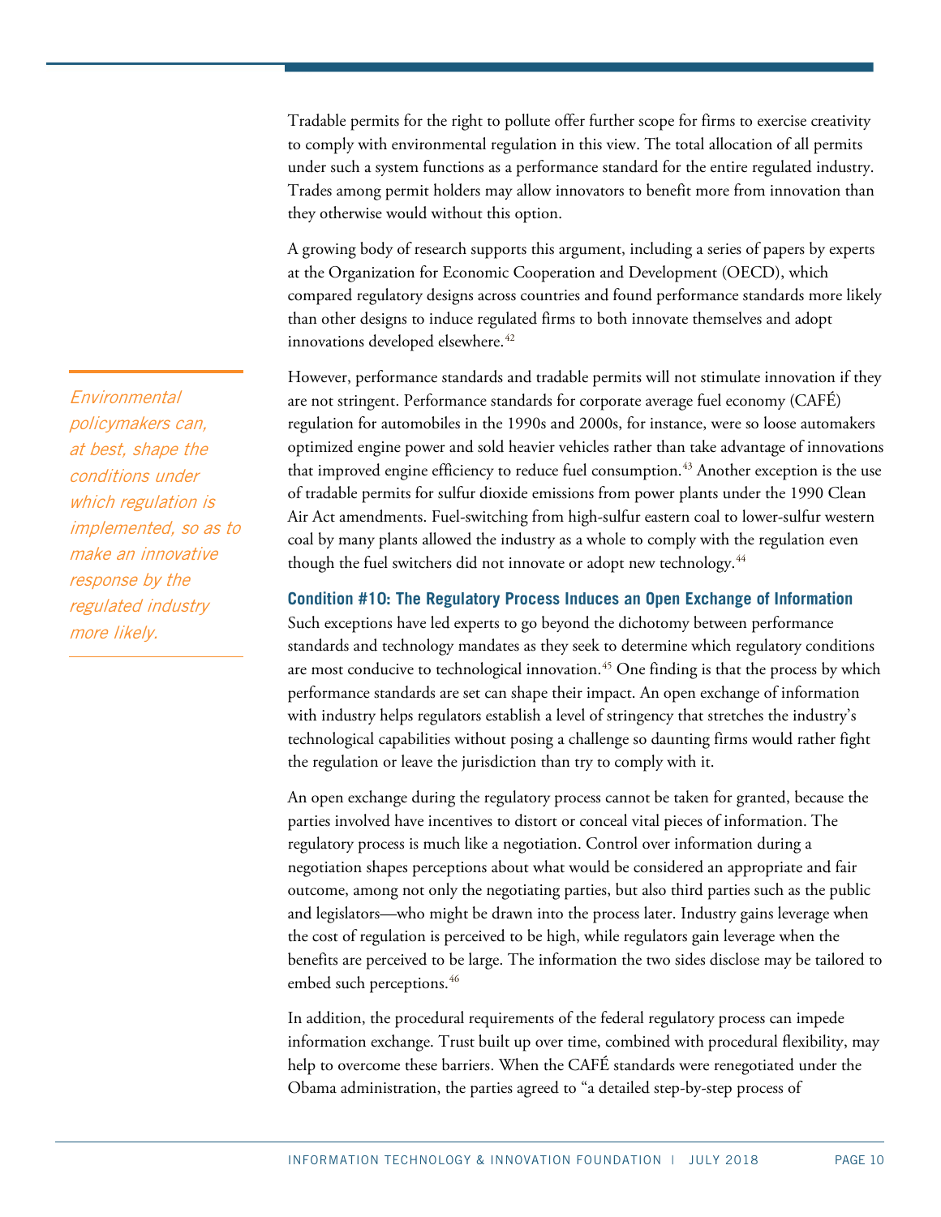Tradable permits for the right to pollute offer further scope for firms to exercise creativity to comply with environmental regulation in this view. The total allocation of all permits under such a system functions as a performance standard for the entire regulated industry. Trades among permit holders may allow innovators to benefit more from innovation than they otherwise would without this option.

A growing body of research supports this argument, including a series of papers by experts at the Organization for Economic Cooperation and Development (OECD), which compared regulatory designs across countries and found performance standards more likely than other designs to induce regulated firms to both innovate themselves and adopt innovations developed elsewhere.[42]

*Environmental policymakers can, at best, shape the conditions under which regulation is implemented, so as to make an innovative response by the regulated industry more likely.*

However, performance standards and tradable permits will not stimulate innovation if they are not stringent. Performance standards for corporate average fuel economy (CAFÉ) regulation for automobiles in the 1990s and 2000s, for instance, were so loose automakers optimized engine power and sold heavier vehicles rather than take advantage of innovations that improved engine efficiency to reduce fuel consumption.[43] Another exception is the use of tradable permits for sulfur dioxide emissions from power plants under the 1990 Clean Air Act amendments. Fuel-switching from high-sulfur eastern coal to lower-sulfur western coal by many plants allowed the industry as a whole to comply with the regulation even though the fuel switchers did not innovate or adopt new technology.[44]

### Condition #10: The Regulatory Process Induces an Open Exchange of Information

Such exceptions have led experts to go beyond the dichotomy between performance standards and technology mandates as they seek to determine which regulatory conditions are most conducive to technological innovation.[45] One finding is that the process by which performance standards are set can shape their impact. An open exchange of information with industry helps regulators establish a level of stringency that stretches the industry's technological capabilities without posing a challenge so daunting firms would rather fight the regulation or leave the jurisdiction than try to comply with it.

An open exchange during the regulatory process cannot be taken for granted, because the parties involved have incentives to distort or conceal vital pieces of information. The regulatory process is much like a negotiation. Control over information during a negotiation shapes perceptions about what would be considered an appropriate and fair outcome, among not only the negotiating parties, but also third parties such as the public and legislators—who might be drawn into the process later. Industry gains leverage when the cost of regulation is perceived to be high, while regulators gain leverage when the benefits are perceived to be large. The information the two sides disclose may be tailored to embed such perceptions.[46]

In addition, the procedural requirements of the federal regulatory process can impede information exchange. Trust built up over time, combined with procedural flexibility, may help to overcome these barriers. When the CAFÉ standards were renegotiated under the Obama administration, the parties agreed to "a detailed step-by-step process of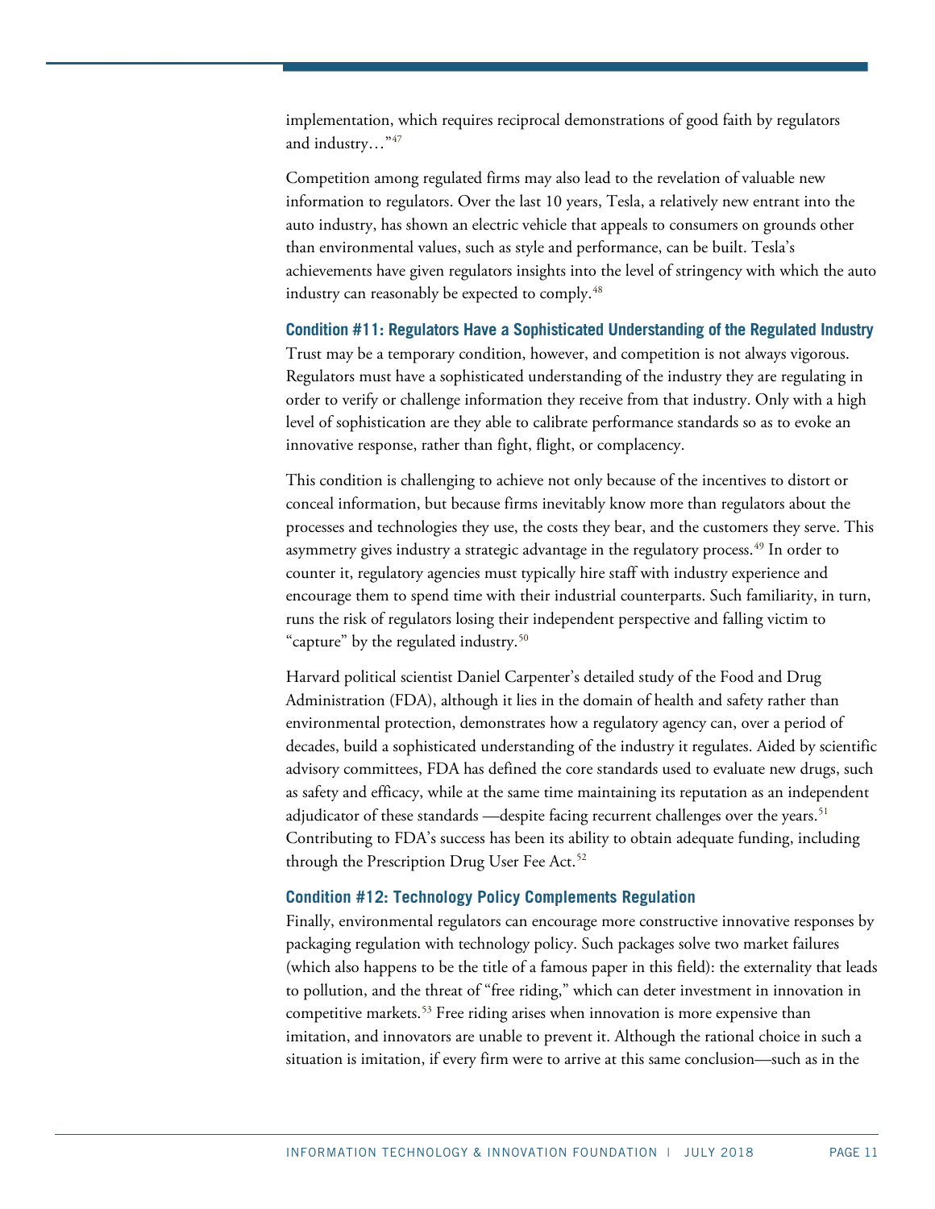implementation, which requires reciprocal demonstrations of good faith by regulators and industry…"[47]

Competition among regulated firms may also lead to the revelation of valuable new information to regulators. Over the last 10 years, Tesla, a relatively new entrant into the auto industry, has shown an electric vehicle that appeals to consumers on grounds other than environmental values, such as style and performance, can be built. Tesla's achievements have given regulators insights into the level of stringency with which the auto industry can reasonably be expected to comply.[48]

### Condition #11: Regulators Have a Sophisticated Understanding of the Regulated Industry

Trust may be a temporary condition, however, and competition is not always vigorous. Regulators must have a sophisticated understanding of the industry they are regulating in order to verify or challenge information they receive from that industry. Only with a high level of sophistication are they able to calibrate performance standards so as to evoke an innovative response, rather than fight, flight, or complacency.

This condition is challenging to achieve not only because of the incentives to distort or conceal information, but because firms inevitably know more than regulators about the processes and technologies they use, the costs they bear, and the customers they serve. This asymmetry gives industry a strategic advantage in the regulatory process.[49] In order to counter it, regulatory agencies must typically hire staff with industry experience and encourage them to spend time with their industrial counterparts. Such familiarity, in turn, runs the risk of regulators losing their independent perspective and falling victim to "capture" by the regulated industry.[50]

Harvard political scientist Daniel Carpenter's detailed study of the Food and Drug Administration (FDA), although it lies in the domain of health and safety rather than environmental protection, demonstrates how a regulatory agency can, over a period of decades, build a sophisticated understanding of the industry it regulates. Aided by scientific advisory committees, FDA has defined the core standards used to evaluate new drugs, such as safety and efficacy, while at the same time maintaining its reputation as an independent adjudicator of these standards —despite facing recurrent challenges over the years.[51] Contributing to FDA's success has been its ability to obtain adequate funding, including through the Prescription Drug User Fee Act.[52]

### Condition #12: Technology Policy Complements Regulation

Finally, environmental regulators can encourage more constructive innovative responses by packaging regulation with technology policy. Such packages solve two market failures (which also happens to be the title of a famous paper in this field): the externality that leads to pollution, and the threat of "free riding," which can deter investment in innovation in competitive markets.[53] Free riding arises when innovation is more expensive than imitation, and innovators are unable to prevent it. Although the rational choice in such a situation is imitation, if every firm were to arrive at this same conclusion—such as in the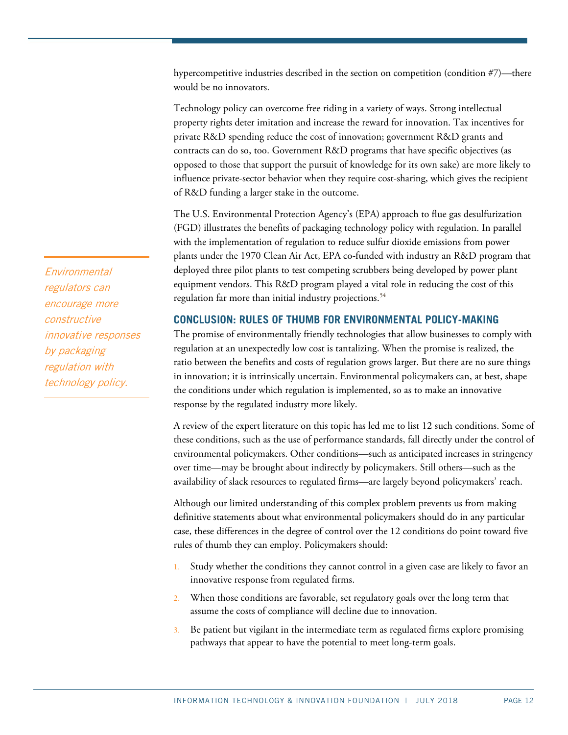hypercompetitive industries described in the section on competition (condition #7)—there would be no innovators.

Technology policy can overcome free riding in a variety of ways. Strong intellectual property rights deter imitation and increase the reward for innovation. Tax incentives for private R&D spending reduce the cost of innovation; government R&D grants and contracts can do so, too. Government R&D programs that have specific objectives (as opposed to those that support the pursuit of knowledge for its own sake) are more likely to influence private-sector behavior when they require cost-sharing, which gives the recipient of R&D funding a larger stake in the outcome.

The U.S. Environmental Protection Agency's (EPA) approach to flue gas desulfurization (FGD) illustrates the benefits of packaging technology policy with regulation. In parallel with the implementation of regulation to reduce sulfur dioxide emissions from power plants under the 1970 Clean Air Act, EPA co-funded with industry an R&D program that deployed three pilot plants to test competing scrubbers being developed by power plant equipment vendors. This R&D program played a vital role in reducing the cost of this regulation far more than initial industry projections.[54]

*Environmental regulators can encourage more constructive innovative responses by packaging regulation with technology policy.*

## CONCLUSION: RULES OF THUMB FOR ENVIRONMENTAL POLICY-MAKING

The promise of environmentally friendly technologies that allow businesses to comply with regulation at an unexpectedly low cost is tantalizing. When the promise is realized, the ratio between the benefits and costs of regulation grows larger. But there are no sure things in innovation; it is intrinsically uncertain. Environmental policymakers can, at best, shape the conditions under which regulation is implemented, so as to make an innovative response by the regulated industry more likely.

A review of the expert literature on this topic has led me to list 12 such conditions. Some of these conditions, such as the use of performance standards, fall directly under the control of environmental policymakers. Other conditions—such as anticipated increases in stringency over time—may be brought about indirectly by policymakers. Still others—such as the availability of slack resources to regulated firms—are largely beyond policymakers' reach.

Although our limited understanding of this complex problem prevents us from making definitive statements about what environmental policymakers should do in any particular case, these differences in the degree of control over the 12 conditions do point toward five rules of thumb they can employ. Policymakers should:

1. Study whether the conditions they cannot control in a given case are likely to favor an innovative response from regulated firms.
2. When those conditions are favorable, set regulatory goals over the long term that assume the costs of compliance will decline due to innovation.
3. Be patient but vigilant in the intermediate term as regulated firms explore promising pathways that appear to have the potential to meet long-term goals.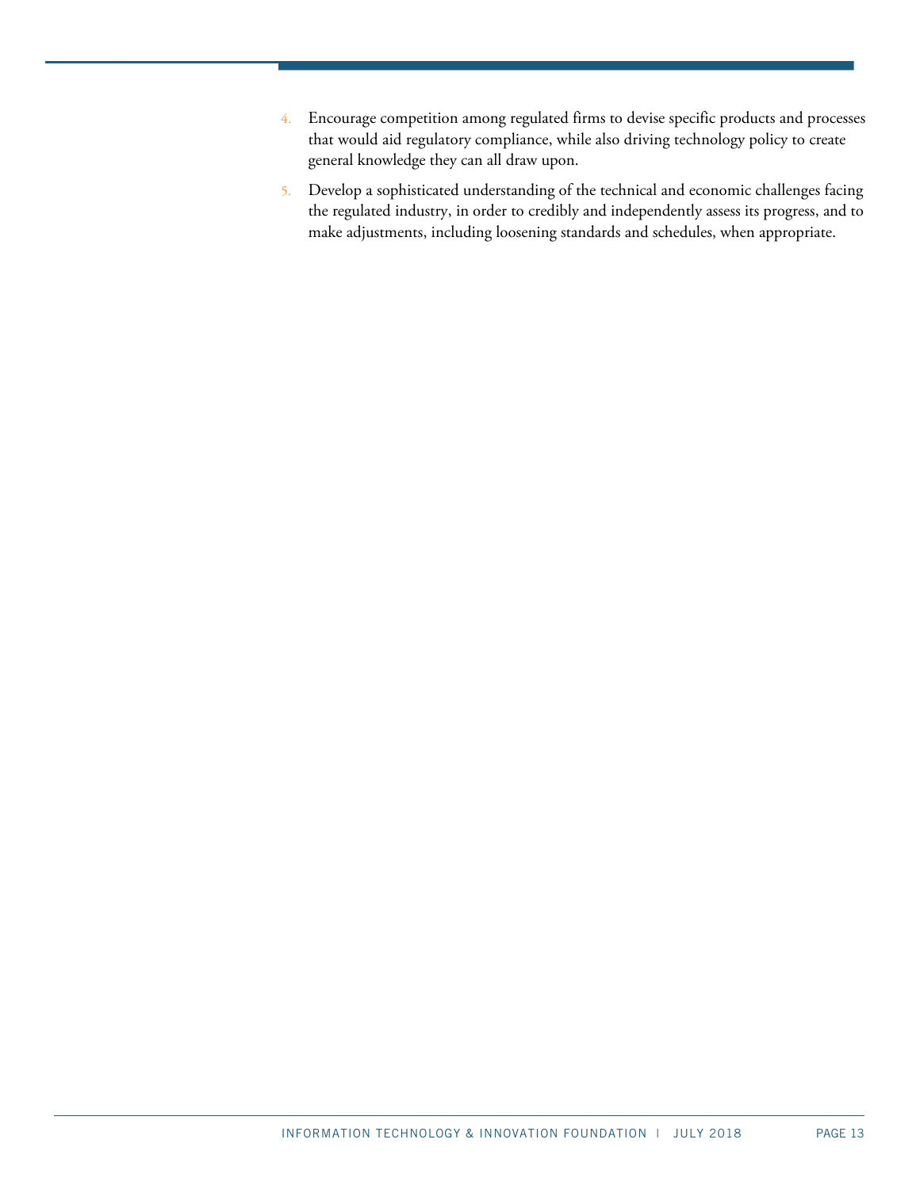4. Encourage competition among regulated firms to devise specific products and processes that would aid regulatory compliance, while also driving technology policy to create general knowledge they can all draw upon.
5. Develop a sophisticated understanding of the technical and economic challenges facing the regulated industry, in order to credibly and independently assess its progress, and to make adjustments, including loosening standards and schedules, when appropriate.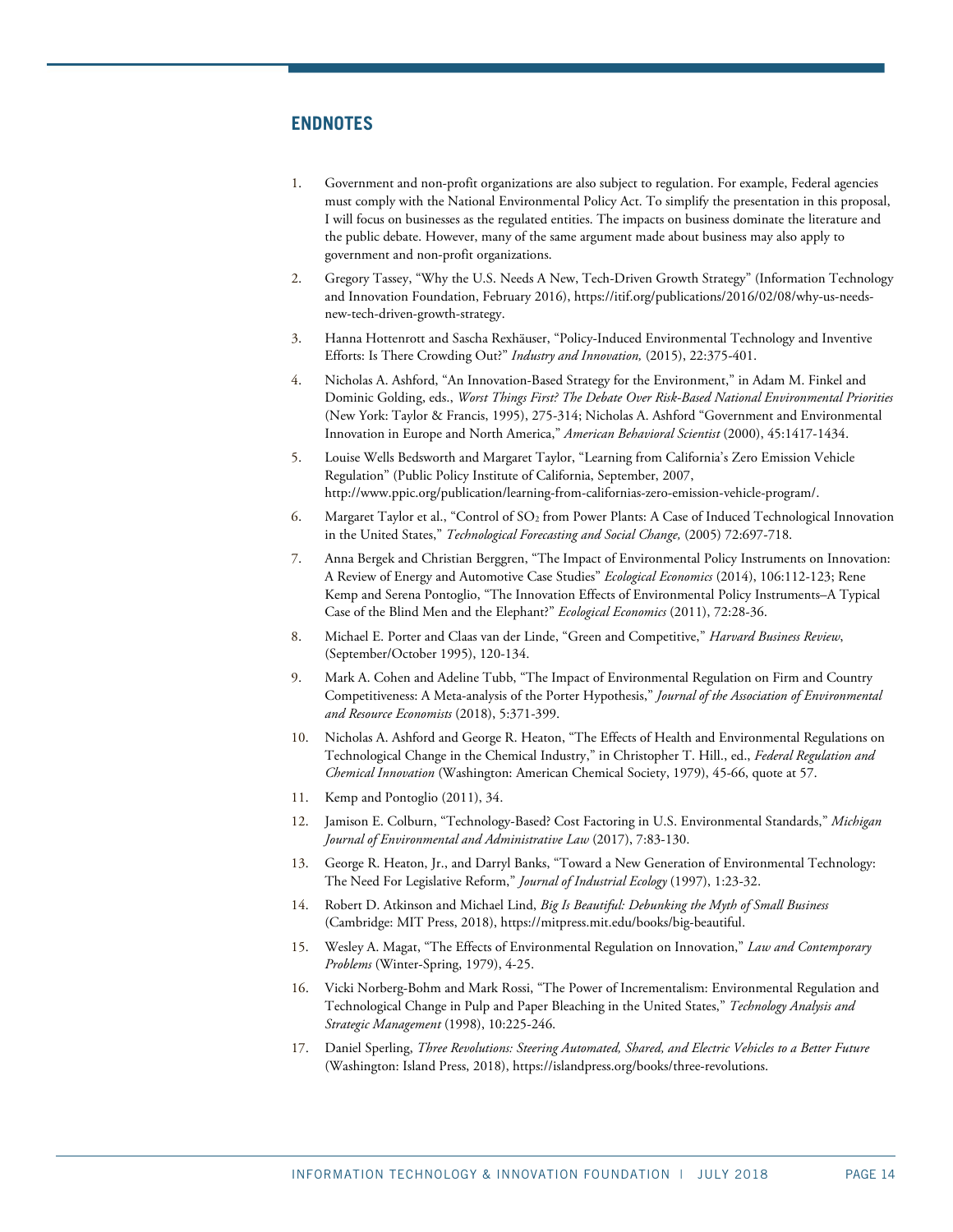## ENDNOTES

1. Government and non-profit organizations are also subject to regulation. For example, Federal agencies must comply with the National Environmental Policy Act. To simplify the presentation in this proposal, I will focus on businesses as the regulated entities. The impacts on business dominate the literature and the public debate. However, many of the same argument made about business may also apply to government and non-profit organizations.

2. Gregory Tassey, "Why the U.S. Needs A New, Tech-Driven Growth Strategy" (Information Technology and Innovation Foundation, February 2016), https://itif.org/publications/2016/02/08/why-us-needs-new-tech-driven-growth-strategy.

3. Hanna Hottenrott and Sascha Rexhäuser, "Policy-Induced Environmental Technology and Inventive Efforts: Is There Crowding Out?" *Industry and Innovation,* (2015), 22:375-401.

4. Nicholas A. Ashford, "An Innovation-Based Strategy for the Environment," in Adam M. Finkel and Dominic Golding, eds., *Worst Things First? The Debate Over Risk-Based National Environmental Priorities* (New York: Taylor & Francis, 1995), 275-314; Nicholas A. Ashford "Government and Environmental Innovation in Europe and North America," *American Behavioral Scientist* (2000), 45:1417-1434.

5. Louise Wells Bedsworth and Margaret Taylor, "Learning from California's Zero Emission Vehicle Regulation" (Public Policy Institute of California, September, 2007, http://www.ppic.org/publication/learning-from-californias-zero-emission-vehicle-program/.

6. Margaret Taylor et al., "Control of $SO_2$ from Power Plants: A Case of Induced Technological Innovation in the United States," *Technological Forecasting and Social Change,* (2005) 72:697-718.

7. Anna Bergek and Christian Berggren, "The Impact of Environmental Policy Instruments on Innovation: A Review of Energy and Automotive Case Studies" *Ecological Economics* (2014), 106:112-123; Rene Kemp and Serena Pontoglio, "The Innovation Effects of Environmental Policy Instruments–A Typical Case of the Blind Men and the Elephant?" *Ecological Economics* (2011), 72:28-36.

8. Michael E. Porter and Claas van der Linde, "Green and Competitive," *Harvard Business Review*, (September/October 1995), 120-134.

9. Mark A. Cohen and Adeline Tubb, "The Impact of Environmental Regulation on Firm and Country Competitiveness: A Meta-analysis of the Porter Hypothesis," *Journal of the Association of Environmental and Resource Economists* (2018), 5:371-399.

10. Nicholas A. Ashford and George R. Heaton, "The Effects of Health and Environmental Regulations on Technological Change in the Chemical Industry," in Christopher T. Hill., ed., *Federal Regulation and Chemical Innovation* (Washington: American Chemical Society, 1979), 45-66, quote at 57.

11. Kemp and Pontoglio (2011), 34.

12. Jamison E. Colburn, "Technology-Based? Cost Factoring in U.S. Environmental Standards," *Michigan Journal of Environmental and Administrative Law* (2017), 7:83-130.

13. George R. Heaton, Jr., and Darryl Banks, "Toward a New Generation of Environmental Technology: The Need For Legislative Reform," *Journal of Industrial Ecology* (1997), 1:23-32.

14. Robert D. Atkinson and Michael Lind, *Big Is Beautiful: Debunking the Myth of Small Business* (Cambridge: MIT Press, 2018), https://mitpress.mit.edu/books/big-beautiful.

15. Wesley A. Magat, "The Effects of Environmental Regulation on Innovation," *Law and Contemporary Problems* (Winter-Spring, 1979), 4-25.

16. Vicki Norberg-Bohm and Mark Rossi, "The Power of Incrementalism: Environmental Regulation and Technological Change in Pulp and Paper Bleaching in the United States," *Technology Analysis and Strategic Management* (1998), 10:225-246.

17. Daniel Sperling, *Three Revolutions: Steering Automated, Shared, and Electric Vehicles to a Better Future* (Washington: Island Press, 2018), https://islandpress.org/books/three-revolutions.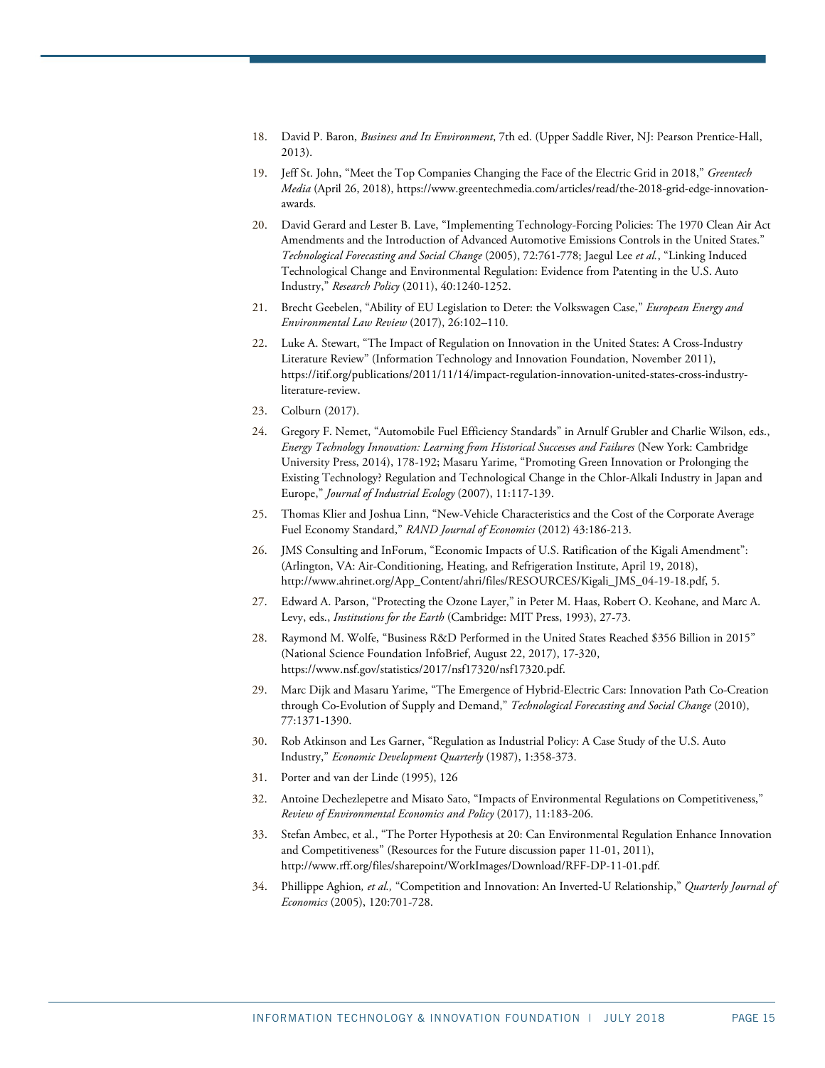18. David P. Baron, *Business and Its Environment*, 7th ed. (Upper Saddle River, NJ: Pearson Prentice-Hall, 2013).

19. Jeff St. John, "Meet the Top Companies Changing the Face of the Electric Grid in 2018," *Greentech Media* (April 26, 2018), https://www.greentechmedia.com/articles/read/the-2018-grid-edge-innovation-awards.

20. David Gerard and Lester B. Lave, "Implementing Technology-Forcing Policies: The 1970 Clean Air Act Amendments and the Introduction of Advanced Automotive Emissions Controls in the United States." *Technological Forecasting and Social Change* (2005), 72:761-778; Jaegul Lee *et al.*, "Linking Induced Technological Change and Environmental Regulation: Evidence from Patenting in the U.S. Auto Industry," *Research Policy* (2011), 40:1240-1252.

21. Brecht Geebelen, "Ability of EU Legislation to Deter: the Volkswagen Case," *European Energy and Environmental Law Review* (2017), 26:102–110.

22. Luke A. Stewart, "The Impact of Regulation on Innovation in the United States: A Cross-Industry Literature Review" (Information Technology and Innovation Foundation, November 2011), https://itif.org/publications/2011/11/14/impact-regulation-innovation-united-states-cross-industry-literature-review.

23. Colburn (2017).

24. Gregory F. Nemet, "Automobile Fuel Efficiency Standards" in Arnulf Grubler and Charlie Wilson, eds., *Energy Technology Innovation: Learning from Historical Successes and Failures* (New York: Cambridge University Press, 2014), 178-192; Masaru Yarime, "Promoting Green Innovation or Prolonging the Existing Technology? Regulation and Technological Change in the Chlor-Alkali Industry in Japan and Europe," *Journal of Industrial Ecology* (2007), 11:117-139.

25. Thomas Klier and Joshua Linn, "New-Vehicle Characteristics and the Cost of the Corporate Average Fuel Economy Standard," *RAND Journal of Economics* (2012) 43:186-213.

26. JMS Consulting and InForum, "Economic Impacts of U.S. Ratification of the Kigali Amendment": (Arlington, VA: Air-Conditioning, Heating, and Refrigeration Institute, April 19, 2018), http://www.ahrinet.org/App_Content/ahri/files/RESOURCES/Kigali_JMS_04-19-18.pdf, 5.

27. Edward A. Parson, "Protecting the Ozone Layer," in Peter M. Haas, Robert O. Keohane, and Marc A. Levy, eds., *Institutions for the Earth* (Cambridge: MIT Press, 1993), 27-73.

28. Raymond M. Wolfe, "Business R&D Performed in the United States Reached $356 Billion in 2015" (National Science Foundation InfoBrief, August 22, 2017), 17-320, https://www.nsf.gov/statistics/2017/nsf17320/nsf17320.pdf.

29. Marc Dijk and Masaru Yarime, "The Emergence of Hybrid-Electric Cars: Innovation Path Co-Creation through Co-Evolution of Supply and Demand," *Technological Forecasting and Social Change* (2010), 77:1371-1390.

30. Rob Atkinson and Les Garner, "Regulation as Industrial Policy: A Case Study of the U.S. Auto Industry," *Economic Development Quarterly* (1987), 1:358-373.

31. Porter and van der Linde (1995), 126

32. Antoine Dechezlepetre and Misato Sato, "Impacts of Environmental Regulations on Competitiveness," *Review of Environmental Economics and Policy* (2017), 11:183-206.

33. Stefan Ambec, et al., "The Porter Hypothesis at 20: Can Environmental Regulation Enhance Innovation and Competitiveness" (Resources for the Future discussion paper 11-01, 2011), http://www.rff.org/files/sharepoint/WorkImages/Download/RFF-DP-11-01.pdf.

34. Phillippe Aghion*, et al.,* "Competition and Innovation: An Inverted-U Relationship," *Quarterly Journal of Economics* (2005), 120:701-728.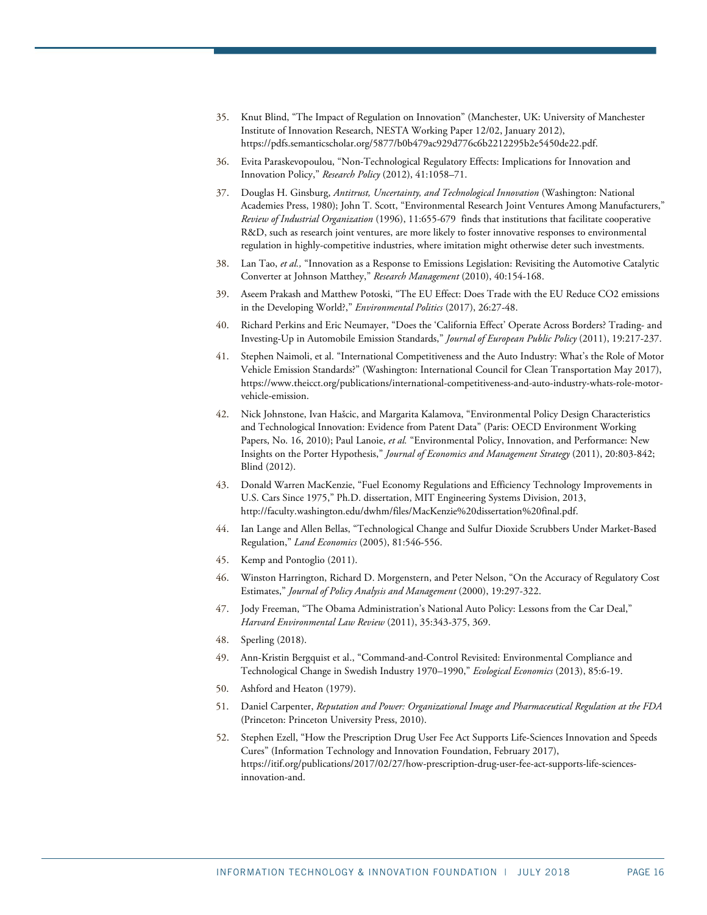35. Knut Blind, "The Impact of Regulation on Innovation" (Manchester, UK: University of Manchester Institute of Innovation Research, NESTA Working Paper 12/02, January 2012), https://pdfs.semanticscholar.org/5877/b0b479ac929d776c6b2212295b2e5450de22.pdf.

36. Evita Paraskevopoulou, "Non-Technological Regulatory Effects: Implications for Innovation and Innovation Policy," *Research Policy* (2012), 41:1058–71.

37. Douglas H. Ginsburg, *Antitrust, Uncertainty, and Technological Innovation* (Washington: National Academies Press, 1980); John T. Scott, "Environmental Research Joint Ventures Among Manufacturers," *Review of Industrial Organization* (1996), 11:655-679 finds that institutions that facilitate cooperative R&D, such as research joint ventures, are more likely to foster innovative responses to environmental regulation in highly-competitive industries, where imitation might otherwise deter such investments.

38. Lan Tao, *et al.,* "Innovation as a Response to Emissions Legislation: Revisiting the Automotive Catalytic Converter at Johnson Matthey," *Research Management* (2010), 40:154-168.

39. Aseem Prakash and Matthew Potoski, "The EU Effect: Does Trade with the EU Reduce CO2 emissions in the Developing World?," *Environmental Politics* (2017), 26:27-48.

40. Richard Perkins and Eric Neumayer, "Does the 'California Effect' Operate Across Borders? Trading- and Investing-Up in Automobile Emission Standards," *Journal of European Public Policy* (2011), 19:217-237.

41. Stephen Naimoli, et al. "International Competitiveness and the Auto Industry: What's the Role of Motor Vehicle Emission Standards?" (Washington: International Council for Clean Transportation May 2017), https://www.theicct.org/publications/international-competitiveness-and-auto-industry-whats-role-motor-vehicle-emission.

42. Nick Johnstone, Ivan Haščic, and Margarita Kalamova, "Environmental Policy Design Characteristics and Technological Innovation: Evidence from Patent Data" (Paris: OECD Environment Working Papers, No. 16, 2010); Paul Lanoie, *et al.* "Environmental Policy, Innovation, and Performance: New Insights on the Porter Hypothesis," *Journal of Economics and Management Strategy* (2011), 20:803-842; Blind (2012).

43. Donald Warren MacKenzie, "Fuel Economy Regulations and Efficiency Technology Improvements in U.S. Cars Since 1975," Ph.D. dissertation, MIT Engineering Systems Division, 2013, http://faculty.washington.edu/dwhm/files/MacKenzie%20dissertation%20final.pdf.

44. Ian Lange and Allen Bellas, "Technological Change and Sulfur Dioxide Scrubbers Under Market-Based Regulation," *Land Economics* (2005), 81:546-556.

45. Kemp and Pontoglio (2011).

46. Winston Harrington, Richard D. Morgenstern, and Peter Nelson, "On the Accuracy of Regulatory Cost Estimates," *Journal of Policy Analysis and Management* (2000), 19:297-322.

47. Jody Freeman, "The Obama Administration's National Auto Policy: Lessons from the Car Deal," *Harvard Environmental Law Review* (2011), 35:343-375, 369.

48. Sperling (2018).

49. Ann-Kristin Bergquist et al., "Command-and-Control Revisited: Environmental Compliance and Technological Change in Swedish Industry 1970–1990," *Ecological Economics* (2013), 85:6-19.

50. Ashford and Heaton (1979).

51. Daniel Carpenter, *Reputation and Power: Organizational Image and Pharmaceutical Regulation at the FDA* (Princeton: Princeton University Press, 2010).

52. Stephen Ezell, "How the Prescription Drug User Fee Act Supports Life-Sciences Innovation and Speeds Cures" (Information Technology and Innovation Foundation, February 2017), https://itif.org/publications/2017/02/27/how-prescription-drug-user-fee-act-supports-life-sciences-innovation-and.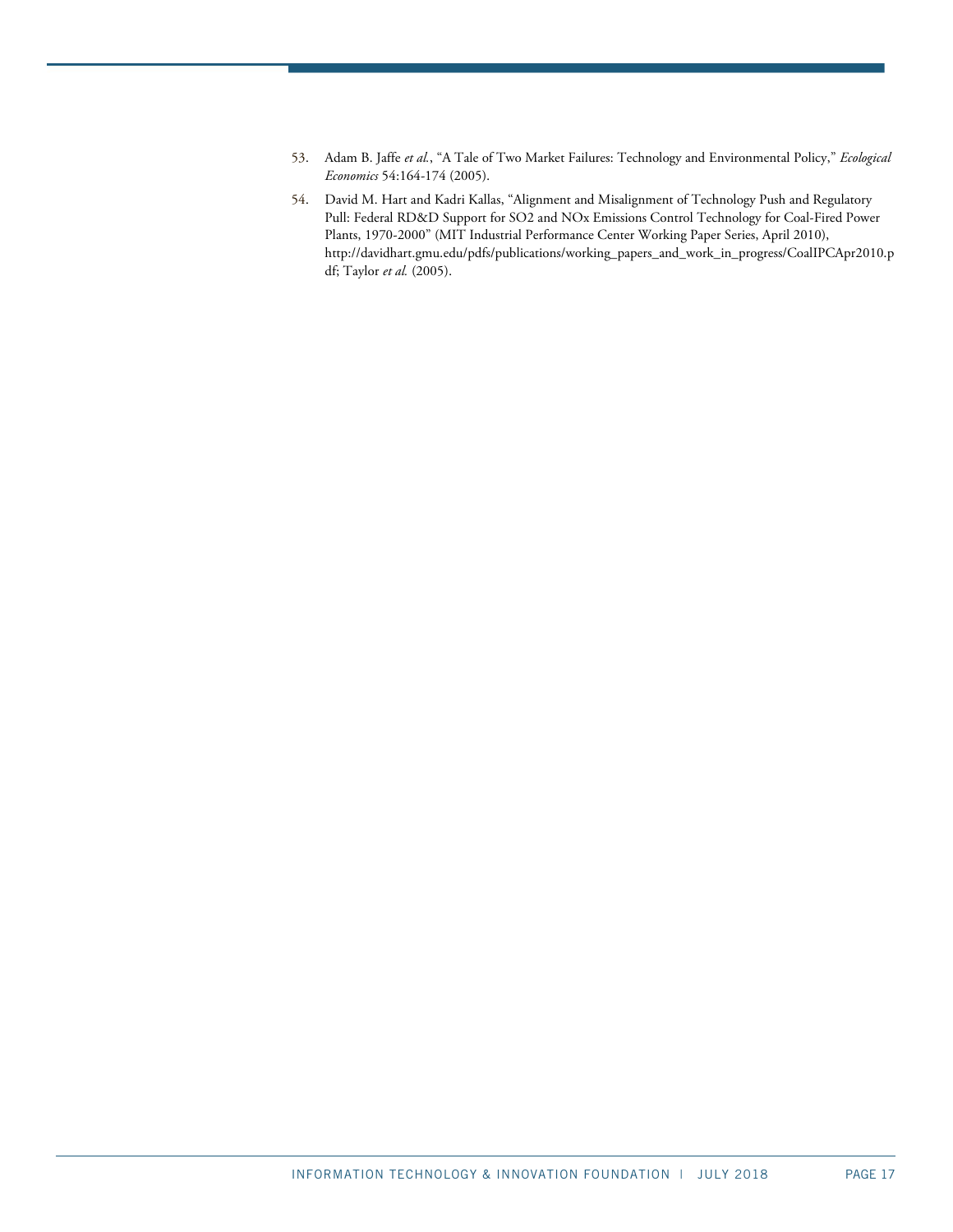53. Adam B. Jaffe *et al.*, "A Tale of Two Market Failures: Technology and Environmental Policy," *Ecological Economics* 54:164-174 (2005).
54. David M. Hart and Kadri Kallas, "Alignment and Misalignment of Technology Push and Regulatory Pull: Federal RD&D Support for SO2 and NOx Emissions Control Technology for Coal-Fired Power Plants, 1970-2000" (MIT Industrial Performance Center Working Paper Series, April 2010), http://davidhart.gmu.edu/pdfs/publications/working_papers_and_work_in_progress/CoalIPCApr2010.pdf; Taylor *et al.* (2005).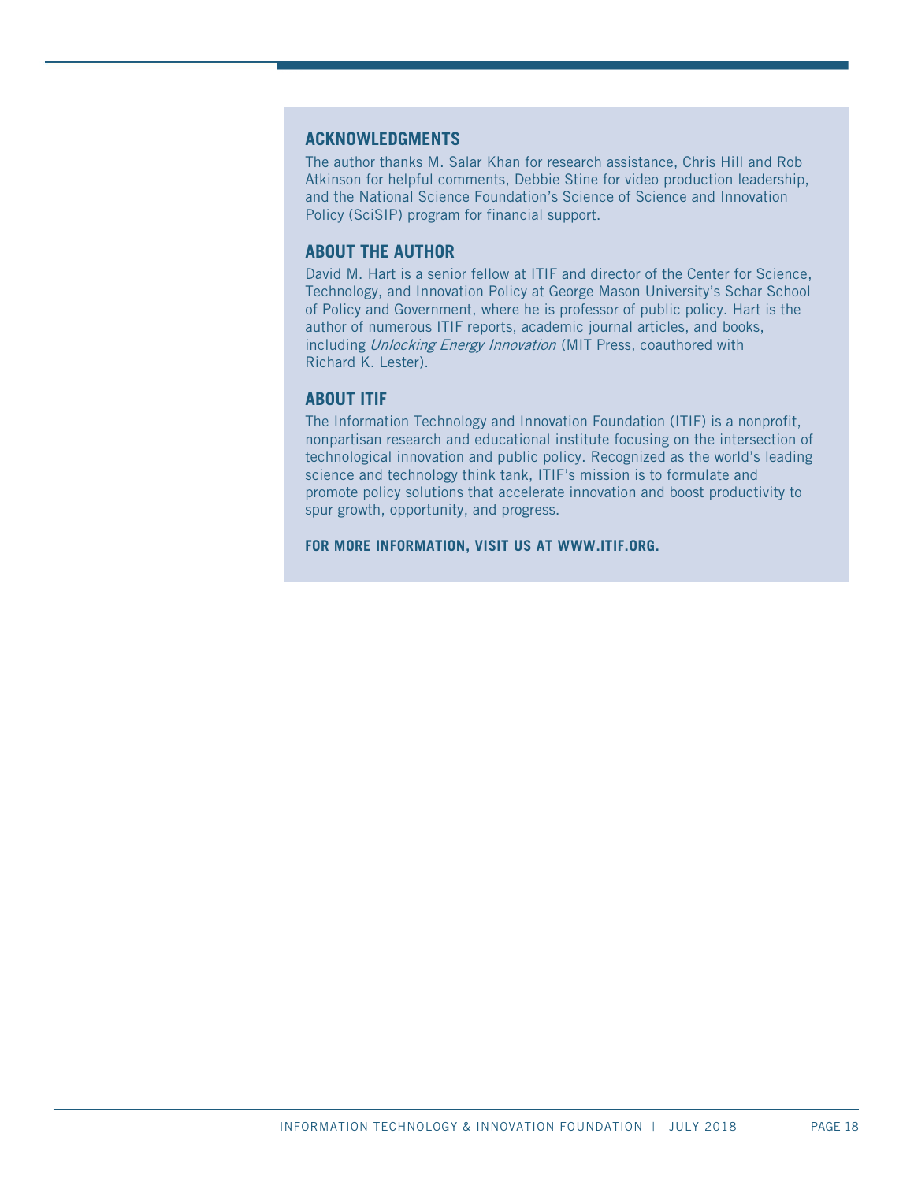## ACKNOWLEDGMENTS

The author thanks M. Salar Khan for research assistance, Chris Hill and Rob Atkinson for helpful comments, Debbie Stine for video production leadership, and the National Science Foundation's Science of Science and Innovation Policy (SciSIP) program for financial support.

## ABOUT THE AUTHOR

David M. Hart is a senior fellow at ITIF and director of the Center for Science, Technology, and Innovation Policy at George Mason University's Schar School of Policy and Government, where he is professor of public policy. Hart is the author of numerous ITIF reports, academic journal articles, and books, including *Unlocking Energy Innovation* (MIT Press, coauthored with Richard K. Lester).

## ABOUT ITIF

The Information Technology and Innovation Foundation (ITIF) is a nonprofit, nonpartisan research and educational institute focusing on the intersection of technological innovation and public policy. Recognized as the world's leading science and technology think tank, ITIF's mission is to formulate and promote policy solutions that accelerate innovation and boost productivity to spur growth, opportunity, and progress.

**FOR MORE INFORMATION, VISIT US AT WWW.ITIF.ORG.**